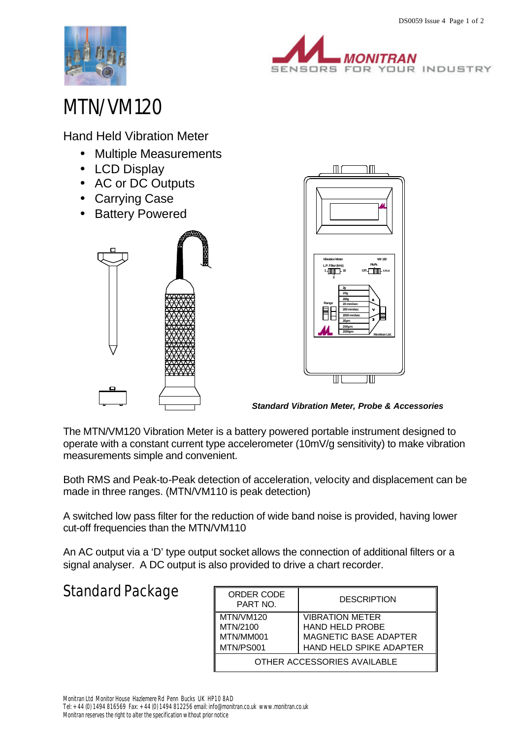# MTN/VM120

Hand Held Vibration Meter

- Multiple Measurements
- LCD Display
- AC or DC Outputs
- Carrying Case
- Battery Powered

***Standard Vibration Meter, Probe & Accessories***

The MTN/VM120 Vibration Meter is a battery powered portable instrument designed to operate with a constant current type accelerometer (10mV/g sensitivity) to make vibration measurements simple and convenient.

Both RMS and Peak-to-Peak detection of acceleration, velocity and displacement can be made in three ranges. (MTN/VM110 is peak detection)

A switched low pass filter for the reduction of wide band noise is provided, having lower cut-off frequencies than the MTN/VM110

An AC output via a 'D' type output socket allows the connection of additional filters or a signal analyser. A DC output is also provided to drive a chart recorder.

## Standard Package

| ORDER CODE PART NO. | DESCRIPTION |
|---|---|
| MTN/VM120 | VIBRATION METER |
| MTN/2100 | HAND HELD PROBE |
| MTN/MM001 | MAGNETIC BASE ADAPTER |
| MTN/PS001 | HAND HELD SPIKE ADAPTER |
| OTHER ACCESSORIES AVAILABLE | |

Monitran Ltd Monitor House Hazlemere Rd Penn Bucks UK HP10 8AD
Tel: +44 (0) 1494 816569 Fax: +44 (0) 1494 812256 email: info@monitran.co.uk www.monitran.co.uk
Monitran reserves the right to alter the specification without prior notice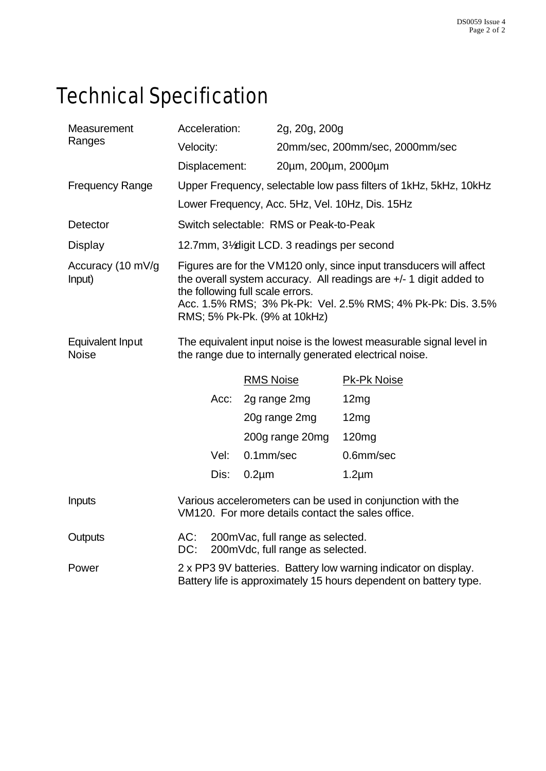# Technical Specification

| | | |
|---|---|---|
| Measurement Ranges | Acceleration: | 2g, 20g, 200g |
| | Velocity: | 20mm/sec, 200mm/sec, 2000mm/sec |
| | Displacement: | 20µm, 200µm, 2000µm |
| Frequency Range | Upper Frequency, selectable low pass filters of 1kHz, 5kHz, 10kHz | |
| | Lower Frequency, Acc. 5Hz, Vel. 10Hz, Dis. 15Hz | |
| Detector | Switch selectable: RMS or Peak-to-Peak | |
| Display | 12.7mm, 3½ digit LCD. 3 readings per second | |
| Accuracy (10 mV/g Input) | Figures are for the VM120 only, since input transducers will affect the overall system accuracy. All readings are +/- 1 digit added to the following full scale errors. Acc. 1.5% RMS; 3% Pk-Pk: Vel. 2.5% RMS; 4% Pk-Pk: Dis. 3.5% RMS; 5% Pk-Pk. (9% at 10kHz) | |
| Equivalent Input Noise | The equivalent input noise is the lowest measurable signal level in the range due to internally generated electrical noise. | |

| | RMS Noise | Pk-Pk Noise |
|---|---|---|
| Acc: | 2g range 2mg | 12mg |
| | 20g range 2mg | 12mg |
| | 200g range 20mg | 120mg |
| Vel: | 0.1mm/sec | 0.6mm/sec |
| Dis: | 0.2µm | 1.2µm |

| | |
|---|---|
| Inputs | Various accelerometers can be used in conjunction with the VM120. For more details contact the sales office. |
| Outputs | AC: 200mVac, full range as selected.<br>DC: 200mVdc, full range as selected. |
| Power | 2 x PP3 9V batteries. Battery low warning indicator on display. Battery life is approximately 15 hours dependent on battery type. |